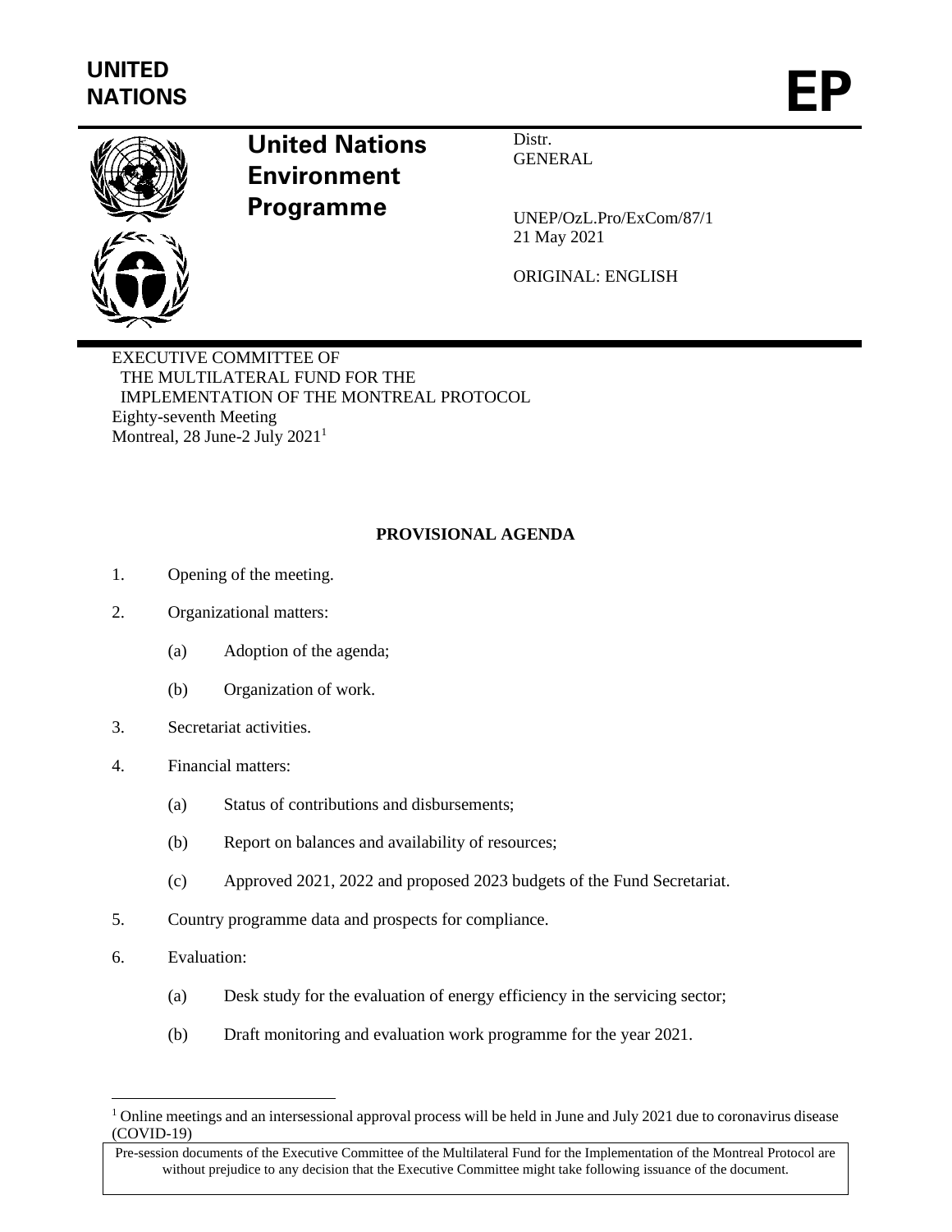UNITED NATIONS

EP

United Nations Environment Programme

Distr.
GENERAL

UNEP/OzL.Pro/ExCom/87/1
21 May 2021

ORIGINAL: ENGLISH

EXECUTIVE COMMITTEE OF
THE MULTILATERAL FUND FOR THE
IMPLEMENTATION OF THE MONTREAL PROTOCOL
Eighty-seventh Meeting
Montreal, 28 June-2 July 2021[1]

**PROVISIONAL AGENDA**

1. Opening of the meeting.

2. Organizational matters:

    (a) Adoption of the agenda;

    (b) Organization of work.

3. Secretariat activities.

4. Financial matters:

    (a) Status of contributions and disbursements;

    (b) Report on balances and availability of resources;

    (c) Approved 2021, 2022 and proposed 2023 budgets of the Fund Secretariat.

5. Country programme data and prospects for compliance.

6. Evaluation:

    (a) Desk study for the evaluation of energy efficiency in the servicing sector;

    (b) Draft monitoring and evaluation work programme for the year 2021.

[1] Online meetings and an intersessional approval process will be held in June and July 2021 due to coronavirus disease (COVID-19)

Pre-session documents of the Executive Committee of the Multilateral Fund for the Implementation of the Montreal Protocol are without prejudice to any decision that the Executive Committee might take following issuance of the document.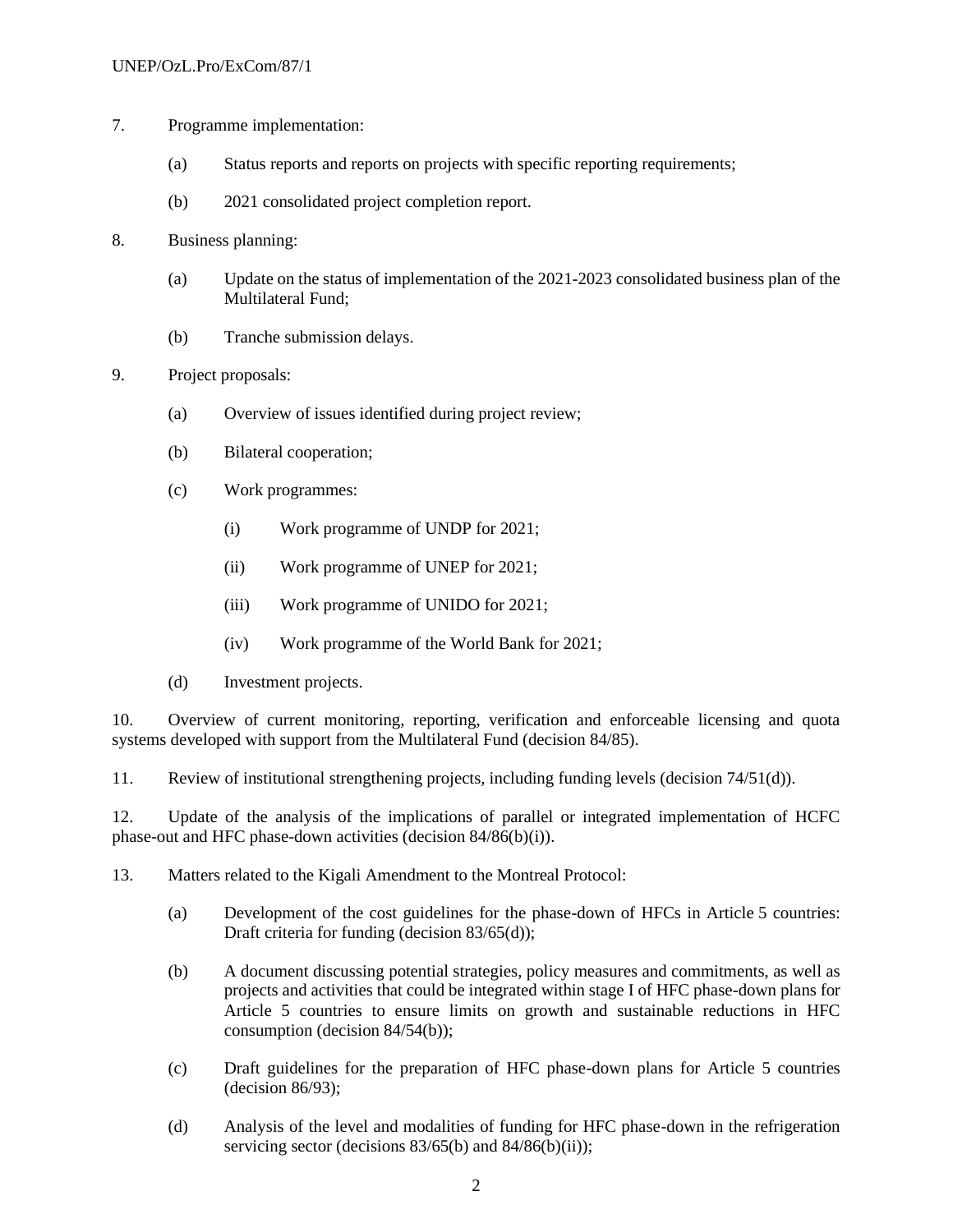7. Programme implementation:

   (a) Status reports and reports on projects with specific reporting requirements;

   (b) 2021 consolidated project completion report.

8. Business planning:

   (a) Update on the status of implementation of the 2021-2023 consolidated business plan of the Multilateral Fund;

   (b) Tranche submission delays.

9. Project proposals:

   (a) Overview of issues identified during project review;

   (b) Bilateral cooperation;

   (c) Work programmes:

      (i) Work programme of UNDP for 2021;

      (ii) Work programme of UNEP for 2021;

      (iii) Work programme of UNIDO for 2021;

      (iv) Work programme of the World Bank for 2021;

   (d) Investment projects.

10. Overview of current monitoring, reporting, verification and enforceable licensing and quota systems developed with support from the Multilateral Fund (decision 84/85).

11. Review of institutional strengthening projects, including funding levels (decision 74/51(d)).

12. Update of the analysis of the implications of parallel or integrated implementation of HCFC phase-out and HFC phase-down activities (decision 84/86(b)(i)).

13. Matters related to the Kigali Amendment to the Montreal Protocol:

   (a) Development of the cost guidelines for the phase-down of HFCs in Article 5 countries: Draft criteria for funding (decision 83/65(d));

   (b) A document discussing potential strategies, policy measures and commitments, as well as projects and activities that could be integrated within stage I of HFC phase-down plans for Article 5 countries to ensure limits on growth and sustainable reductions in HFC consumption (decision 84/54(b));

   (c) Draft guidelines for the preparation of HFC phase-down plans for Article 5 countries (decision 86/93);

   (d) Analysis of the level and modalities of funding for HFC phase-down in the refrigeration servicing sector (decisions 83/65(b) and 84/86(b)(ii));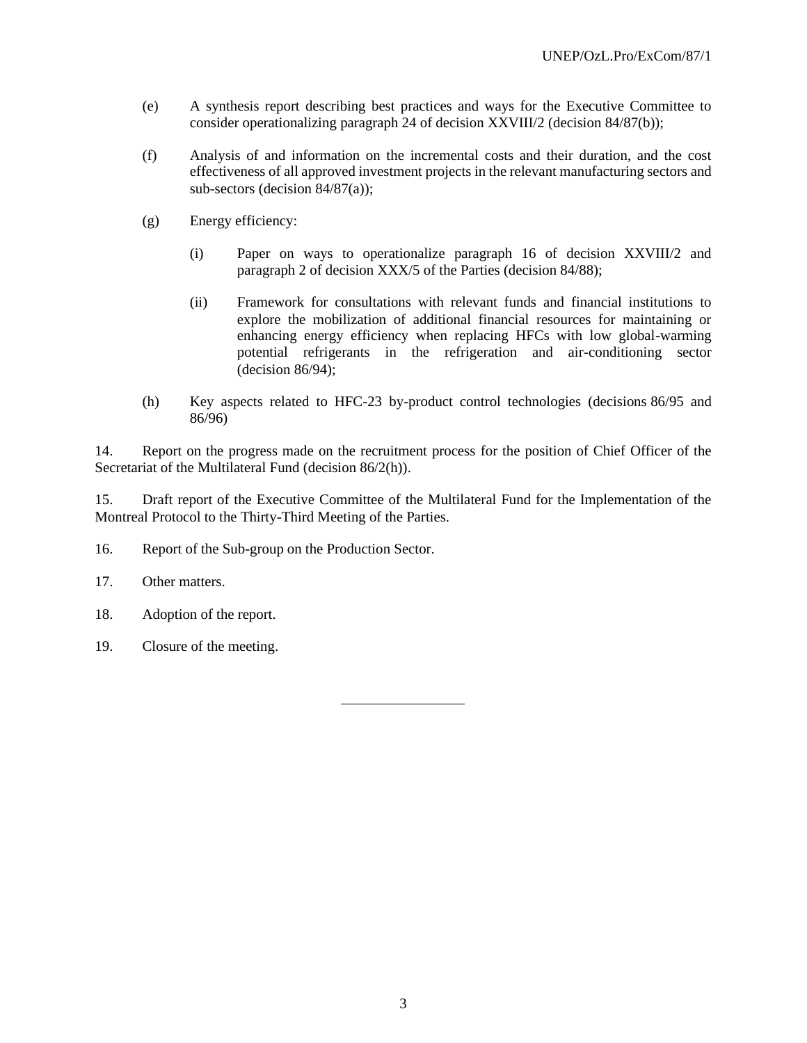(e) A synthesis report describing best practices and ways for the Executive Committee to consider operationalizing paragraph 24 of decision XXVIII/2 (decision 84/87(b));

(f) Analysis of and information on the incremental costs and their duration, and the cost effectiveness of all approved investment projects in the relevant manufacturing sectors and sub-sectors (decision 84/87(a));

(g) Energy efficiency:

 (i) Paper on ways to operationalize paragraph 16 of decision XXVIII/2 and paragraph 2 of decision XXX/5 of the Parties (decision 84/88);

 (ii) Framework for consultations with relevant funds and financial institutions to explore the mobilization of additional financial resources for maintaining or enhancing energy efficiency when replacing HFCs with low global-warming potential refrigerants in the refrigeration and air-conditioning sector (decision 86/94);

(h) Key aspects related to HFC-23 by-product control technologies (decisions 86/95 and 86/96)

14. Report on the progress made on the recruitment process for the position of Chief Officer of the Secretariat of the Multilateral Fund (decision 86/2(h)).

15. Draft report of the Executive Committee of the Multilateral Fund for the Implementation of the Montreal Protocol to the Thirty-Third Meeting of the Parties.

16. Report of the Sub-group on the Production Sector.

17. Other matters.

18. Adoption of the report.

19. Closure of the meeting.